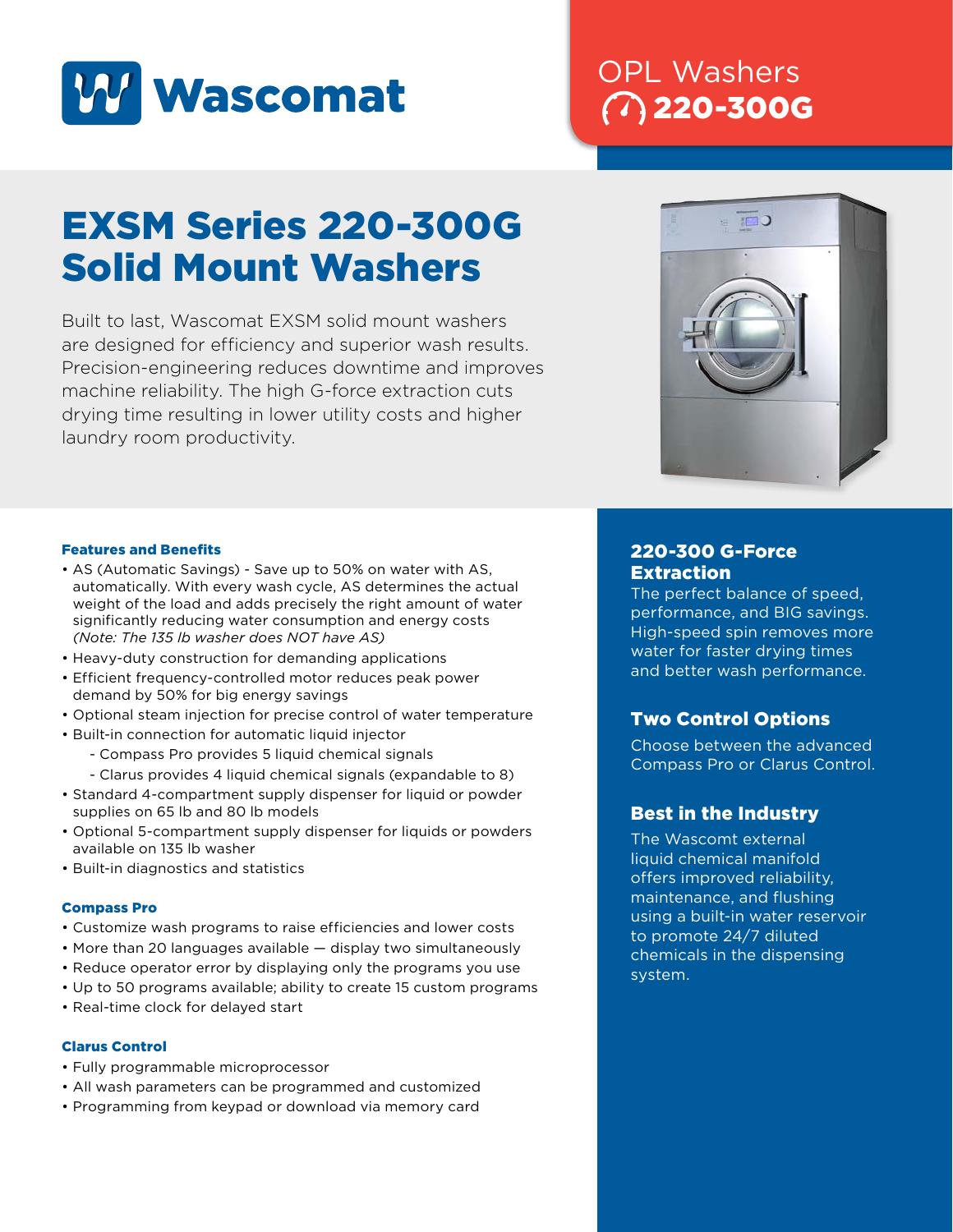Wascomat

OPL Washers
220-300G

# EXSM Series 220-300G Solid Mount Washers

Built to last, Wascomat EXSM solid mount washers are designed for efficiency and superior wash results. Precision-engineering reduces downtime and improves machine reliability. The high G-force extraction cuts drying time resulting in lower utility costs and higher laundry room productivity.

### Features and Benefits

- AS (Automatic Savings) - Save up to 50% on water with AS, automatically. With every wash cycle, AS determines the actual weight of the load and adds precisely the right amount of water significantly reducing water consumption and energy costs *(Note: The 135 lb washer does NOT have AS)*
- Heavy-duty construction for demanding applications
- Efficient frequency-controlled motor reduces peak power demand by 50% for big energy savings
- Optional steam injection for precise control of water temperature
- Built-in connection for automatic liquid injector
  - Compass Pro provides 5 liquid chemical signals
  - Clarus provides 4 liquid chemical signals (expandable to 8)
- Standard 4-compartment supply dispenser for liquid or powder supplies on 65 lb and 80 lb models
- Optional 5-compartment supply dispenser for liquids or powders available on 135 lb washer
- Built-in diagnostics and statistics

### Compass Pro

- Customize wash programs to raise efficiencies and lower costs
- More than 20 languages available — display two simultaneously
- Reduce operator error by displaying only the programs you use
- Up to 50 programs available; ability to create 15 custom programs
- Real-time clock for delayed start

### Clarus Control

- Fully programmable microprocessor
- All wash parameters can be programmed and customized
- Programming from keypad or download via memory card

### 220-300 G-Force Extraction

The perfect balance of speed, performance, and BIG savings. High-speed spin removes more water for faster drying times and better wash performance.

### Two Control Options

Choose between the advanced Compass Pro or Clarus Control.

### Best in the Industry

The Wascomt external liquid chemical manifold offers improved reliability, maintenance, and flushing using a built-in water reservoir to promote 24/7 diluted chemicals in the dispensing system.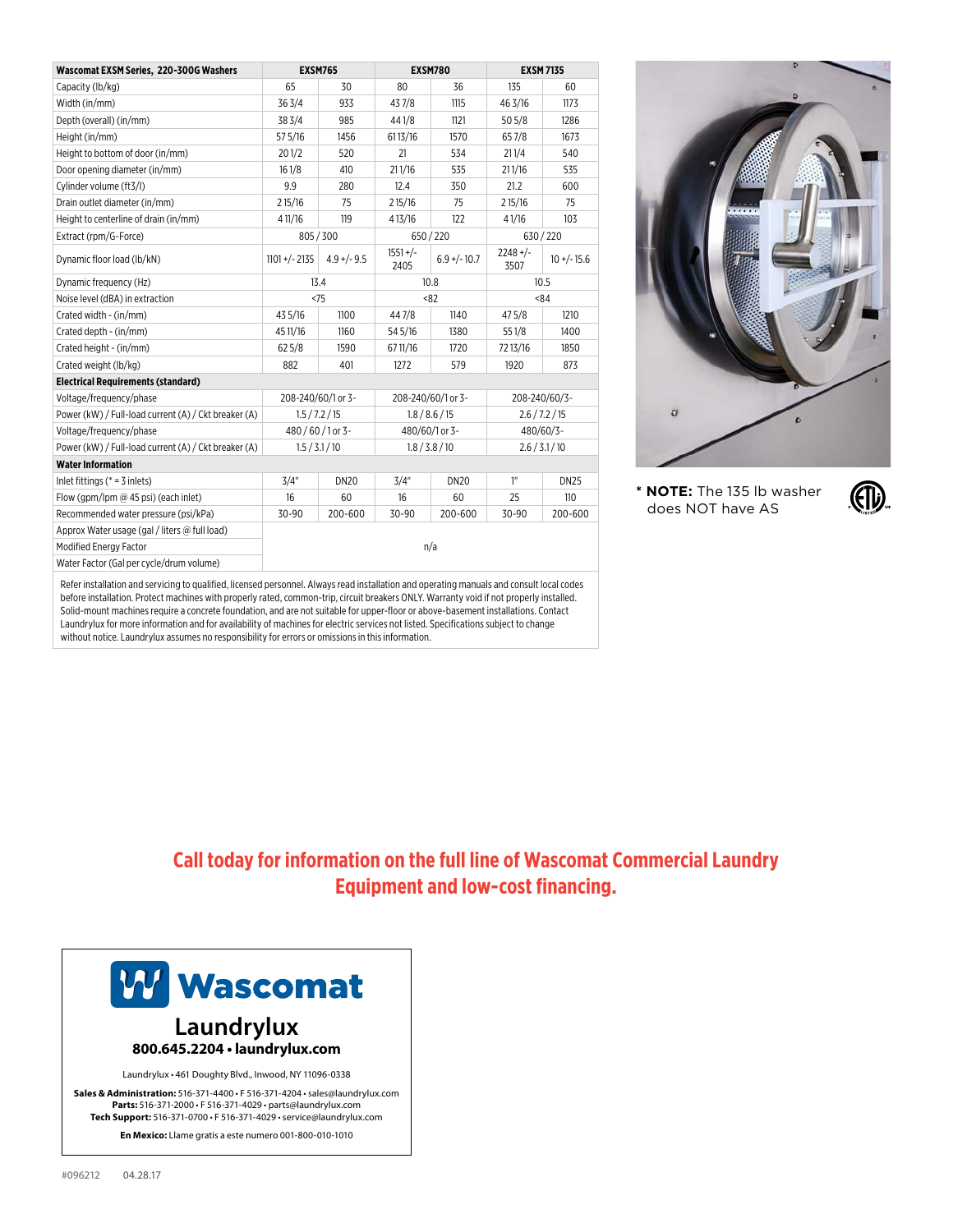| Wascomat EXSM Series, 220-300G Washers | EXSM765 | | EXSM780 | | EXSM 7135 | |
|---|---|---|---|---|---|---|
| Capacity (lb/kg) | 65 | 30 | 80 | 36 | 135 | 60 |
| Width (in/mm) | 36 3/4 | 933 | 43 7/8 | 1115 | 46 3/16 | 1173 |
| Depth (overall) (in/mm) | 38 3/4 | 985 | 44 1/8 | 1121 | 50 5/8 | 1286 |
| Height (in/mm) | 57 5/16 | 1456 | 61 13/16 | 1570 | 65 7/8 | 1673 |
| Height to bottom of door (in/mm) | 20 1/2 | 520 | 21 | 534 | 21 1/4 | 540 |
| Door opening diameter (in/mm) | 16 1/8 | 410 | 21 1/16 | 535 | 21 1/16 | 535 |
| Cylinder volume (ft3/l) | 9.9 | 280 | 12.4 | 350 | 21.2 | 600 |
| Drain outlet diameter (in/mm) | 2 15/16 | 75 | 2 15/16 | 75 | 2 15/16 | 75 |
| Height to centerline of drain (in/mm) | 4 11/16 | 119 | 4 13/16 | 122 | 4 1/16 | 103 |
| Extract (rpm/G-Force) | 805 / 300 | | 650 / 220 | | 630 / 220 | |
| Dynamic floor load (lb/kN) | 1101 +/- 2135 | 4.9 +/- 9.5 | 1551 +/- 2405 | 6.9 +/- 10.7 | 2248 +/- 3507 | 10 +/- 15.6 |
| Dynamic frequency (Hz) | 13.4 | | 10.8 | | 10.5 | |
| Noise level (dBA) in extraction | <75 | | <82 | | <84 | |
| Crated width - (in/mm) | 43 5/16 | 1100 | 44 7/8 | 1140 | 47 5/8 | 1210 |
| Crated depth - (in/mm) | 45 11/16 | 1160 | 54 5/16 | 1380 | 55 1/8 | 1400 |
| Crated height - (in/mm) | 62 5/8 | 1590 | 67 11/16 | 1720 | 72 13/16 | 1850 |
| Crated weight (lb/kg) | 882 | 401 | 1272 | 579 | 1920 | 873 |
| **Electrical Requirements (standard)** | | | | | | |
| Voltage/frequency/phase | 208-240/60/1 or 3~ | | 208-240/60/1 or 3~ | | 208-240/60/3~ | |
| Power (kW) / Full-load current (A) / Ckt breaker (A) | 1.5 / 7.2 / 15 | | 1.8 / 8.6 / 15 | | 2.6 / 7.2 / 15 | |
| Voltage/frequency/phase | 480 / 60 / 1 or 3~ | | 480/60/1 or 3~ | | 480/60/3~ | |
| Power (kW) / Full-load current (A) / Ckt breaker (A) | 1.5 / 3.1 / 10 | | 1.8 / 3.8 / 10 | | 2.6 / 3.1 / 10 | |
| **Water Information** | | | | | | |
| Inlet fittings (* = 3 inlets) | 3/4" | DN20 | 3/4" | DN20 | 1" | DN25 |
| Flow (gpm/lpm @ 45 psi) (each inlet) | 16 | 60 | 16 | 60 | 25 | 110 |
| Recommended water pressure (psi/kPa) | 30-90 | 200-600 | 30-90 | 200-600 | 30-90 | 200-600 |
| Approx Water usage (gal / liters @ full load) | n/a | | | | | |
| Modified Energy Factor | | | | | | |
| Water Factor (Gal per cycle/drum volume) | | | | | | |

Refer installation and servicing to qualified, licensed personnel. Always read installation and operating manuals and consult local codes before installation. Protect machines with properly rated, common-trip, circuit breakers ONLY. Warranty void if not properly installed. Solid-mount machines require a concrete foundation, and are not suitable for upper-floor or above-basement installations. Contact Laundrylux for more information and for availability of machines for electric services not listed. Specifications subject to change without notice. Laundrylux assumes no responsibility for errors or omissions in this information.

\* **NOTE:** The 135 lb washer does NOT have AS

**Call today for information on the full line of Wascomat Commercial Laundry Equipment and low-cost financing.**

**Wascomat**

**Laundrylux**

**800.645.2204 • laundrylux.com**

Laundrylux • 461 Doughty Blvd., Inwood, NY 11096-0338

**Sales & Administration:** 516-371-4400 • F 516-371-4204 • sales@laundrylux.com
**Parts:** 516-371-2000 • F 516-371-4029 • parts@laundrylux.com
**Tech Support:** 516-371-0700 • F 516-371-4029 • service@laundrylux.com

**En Mexico:** Llame gratis a este numero 001-800-010-1010

#096212 04.28.17